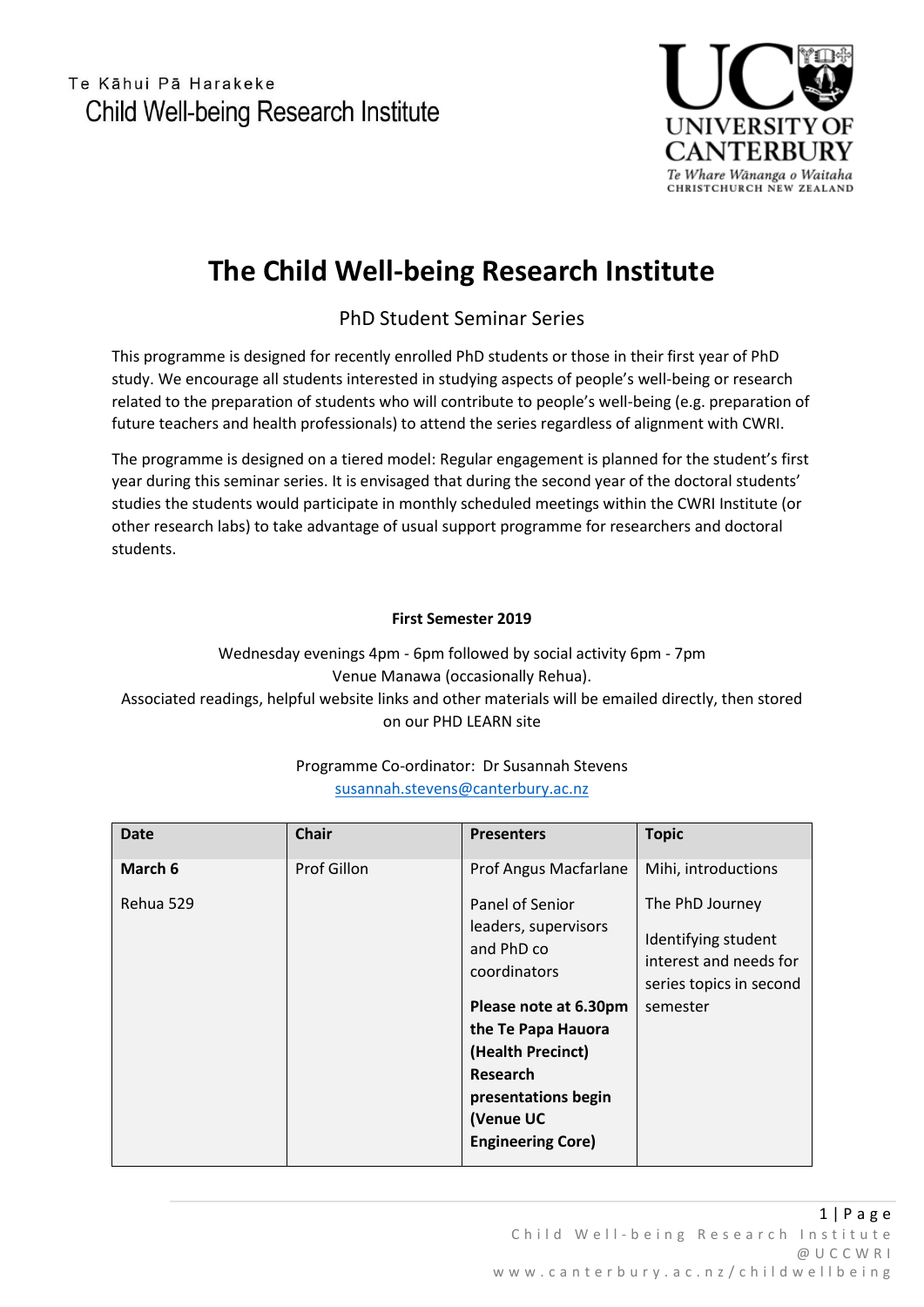Te Kāhui Pā Harakeke
Child Well-being Research Institute

UC UNIVERSITY OF CANTERBURY
Te Whare Wānanga o Waitaha
CHRISTCHURCH NEW ZEALAND

# The Child Well-being Research Institute

## PhD Student Seminar Series

This programme is designed for recently enrolled PhD students or those in their first year of PhD study. We encourage all students interested in studying aspects of people's well-being or research related to the preparation of students who will contribute to people's well-being (e.g. preparation of future teachers and health professionals) to attend the series regardless of alignment with CWRI.

The programme is designed on a tiered model: Regular engagement is planned for the student's first year during this seminar series. It is envisaged that during the second year of the doctoral students' studies the students would participate in monthly scheduled meetings within the CWRI Institute (or other research labs) to take advantage of usual support programme for researchers and doctoral students.

**First Semester 2019**

Wednesday evenings 4pm - 6pm followed by social activity 6pm - 7pm
Venue Manawa (occasionally Rehua).
Associated readings, helpful website links and other materials will be emailed directly, then stored on our PHD LEARN site

Programme Co-ordinator: Dr Susannah Stevens
susannah.stevens@canterbury.ac.nz

| Date | Chair | Presenters | Topic |
|---|---|---|---|
| **March 6**<br><br>Rehua 529 | Prof Gillon | Prof Angus Macfarlane<br><br>Panel of Senior leaders, supervisors and PhD co coordinators<br><br>**Please note at 6.30pm the Te Papa Hauora (Health Precinct) Research presentations begin (Venue UC Engineering Core)** | Mihi, introductions<br><br>The PhD Journey<br><br>Identifying student interest and needs for series topics in second semester |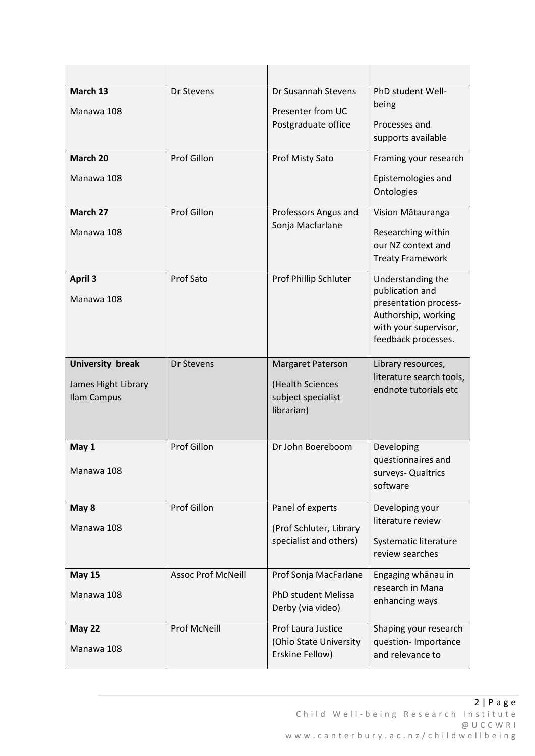| | | | |
|---|---|---|---|
| **March 13** Manawa 108 | Dr Stevens | Dr Susannah Stevens Presenter from UC Postgraduate office | PhD student Well-being Processes and supports available |
| **March 20** Manawa 108 | Prof Gillon | Prof Misty Sato | Framing your research Epistemologies and Ontologies |
| **March 27** Manawa 108 | Prof Gillon | Professors Angus and Sonja Macfarlane | Vision Mātauranga Researching within our NZ context and Treaty Framework |
| **April 3** Manawa 108 | Prof Sato | Prof Phillip Schluter | Understanding the publication and presentation process- Authorship, working with your supervisor, feedback processes. |
| **University break** James Hight Library Ilam Campus | Dr Stevens | Margaret Paterson (Health Sciences subject specialist librarian) | Library resources, literature search tools, endnote tutorials etc |
| **May 1** Manawa 108 | Prof Gillon | Dr John Boereboom | Developing questionnaires and surveys- Qualtrics software |
| **May 8** Manawa 108 | Prof Gillon | Panel of experts (Prof Schluter, Library specialist and others) | Developing your literature review Systematic literature review searches |
| **May 15** Manawa 108 | Assoc Prof McNeill | Prof Sonja MacFarlane PhD student Melissa Derby (via video) | Engaging whānau in research in Mana enhancing ways |
| **May 22** Manawa 108 | Prof McNeill | Prof Laura Justice (Ohio State University Erskine Fellow) | Shaping your research question- Importance and relevance to |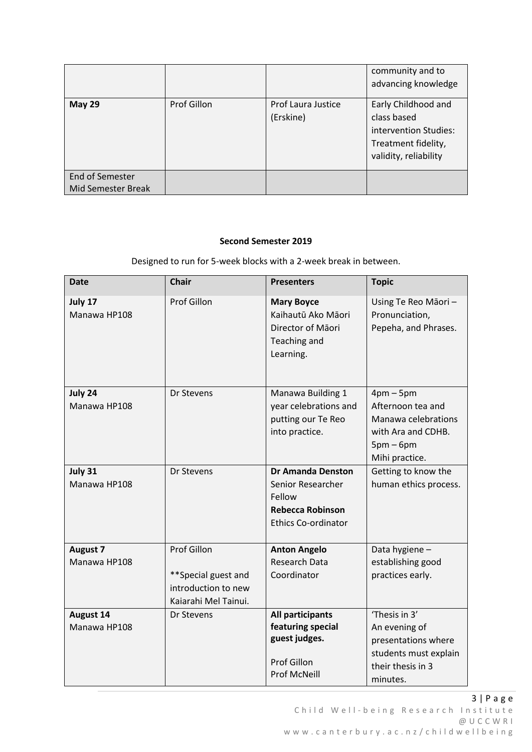|  |  |  | community and to advancing knowledge |
|---|---|---|---|
| **May 29** | Prof Gillon | Prof Laura Justice (Erskine) | Early Childhood and class based intervention Studies: Treatment fidelity, validity, reliability |
| End of Semester Mid Semester Break |  |  |  |

**Second Semester 2019**

Designed to run for 5-week blocks with a 2-week break in between.

| **Date** | **Chair** | **Presenters** | **Topic** |
|---|---|---|---|
| **July 17** Manawa HP108 | Prof Gillon | **Mary Boyce** Kaihautū Ako Māori Director of Māori Teaching and Learning. | Using Te Reo Māori – Pronunciation, Pepeha, and Phrases. |
| **July 24** Manawa HP108 | Dr Stevens | Manawa Building 1 year celebrations and putting our Te Reo into practice. | 4pm – 5pm Afternoon tea and Manawa celebrations with Ara and CDHB. 5pm – 6pm Mihi practice. |
| **July 31** Manawa HP108 | Dr Stevens | **Dr Amanda Denston** Senior Researcher Fellow **Rebecca Robinson** Ethics Co-ordinator | Getting to know the human ethics process. |
| **August 7** Manawa HP108 | Prof Gillon **Special guest and introduction to new Kaiarahi Mel Tainui. | **Anton Angelo** Research Data Coordinator | Data hygiene – establishing good practices early. |
| **August 14** Manawa HP108 | Dr Stevens | **All participants featuring special guest judges.** Prof Gillon Prof McNeill | 'Thesis in 3' An evening of presentations where students must explain their thesis in 3 minutes. |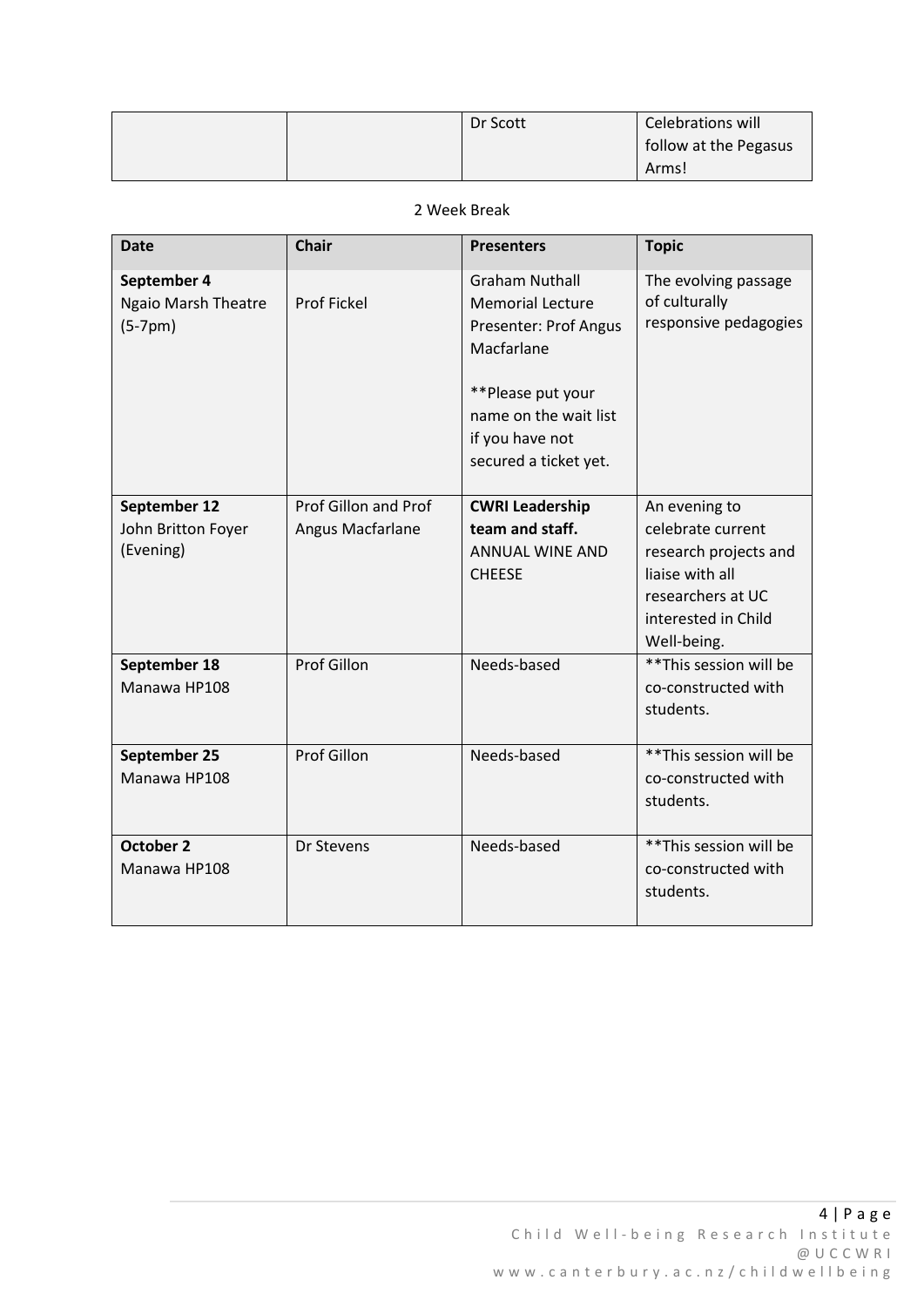| | | | |
|---|---|---|---|
| | | Dr Scott | Celebrations will follow at the Pegasus Arms! |

2 Week Break

| Date | Chair | Presenters | Topic |
|---|---|---|---|
| **September 4** Ngaio Marsh Theatre (5-7pm) | Prof Fickel | Graham Nuthall Memorial Lecture Presenter: Prof Angus Macfarlane<br><br>**Please put your name on the wait list if you have not secured a ticket yet. | The evolving passage of culturally responsive pedagogies |
| **September 12** John Britton Foyer (Evening) | Prof Gillon and Prof Angus Macfarlane | **CWRI Leadership team and staff.** ANNUAL WINE AND CHEESE | An evening to celebrate current research projects and liaise with all researchers at UC interested in Child Well-being. |
| **September 18** Manawa HP108 | Prof Gillon | Needs-based | **This session will be co-constructed with students. |
| **September 25** Manawa HP108 | Prof Gillon | Needs-based | **This session will be co-constructed with students. |
| **October 2** Manawa HP108 | Dr Stevens | Needs-based | **This session will be co-constructed with students. |